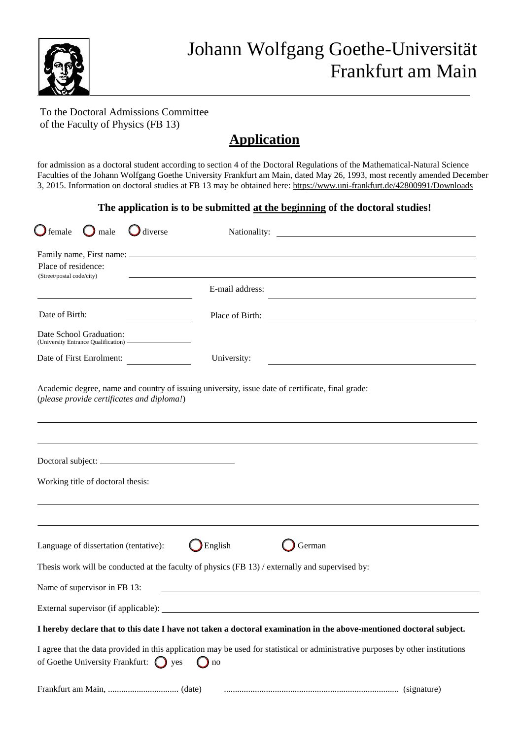# Johann Wolfgang Goethe-Universität
# Frankfurt am Main

To the Doctoral Admissions Committee
of the Faculty of Physics (FB 13)

## Application

for admission as a doctoral student according to section 4 of the Doctoral Regulations of the Mathematical-Natural Science Faculties of the Johann Wolfgang Goethe University Frankfurt am Main, dated May 26, 1993, most recently amended December 3, 2015. Information on doctoral studies at FB 13 may be obtained here: https://www.uni-frankfurt.de/42800991/Downloads

**The application is to be submitted at the beginning of the doctoral studies!**

◯ female ◯ male ◯ diverse Nationality: ______________________________

Family name, First name: ______________________________

Place of residence:
(Street/postal code/city) ______________________________

______________________________ E-mail address: ______________________________

Date of Birth: ______________ Place of Birth: ______________________________

Date School Graduation:
(University Entrance Qualification) ______________

Date of First Enrolment: ______________ University: ______________________________

Academic degree, name and country of issuing university, issue date of certificate, final grade:
(*please provide certificates and diploma!*)

______________________________________________________________________

______________________________________________________________________

Doctoral subject: ______________________________

Working title of doctoral thesis:

______________________________________________________________________

______________________________________________________________________

Language of dissertation (tentative): ◯ English ◯ German

Thesis work will be conducted at the faculty of physics (FB 13) / externally and supervised by:

Name of supervisor in FB 13: ______________________________

External supervisor (if applicable): ______________________________

**I hereby declare that to this date I have not taken a doctoral examination in the above-mentioned doctoral subject.**

I agree that the data provided in this application may be used for statistical or administrative purposes by other institutions of Goethe University Frankfurt: ◯ yes ◯ no

Frankfurt am Main, ................................ (date) .............................................................................. (signature)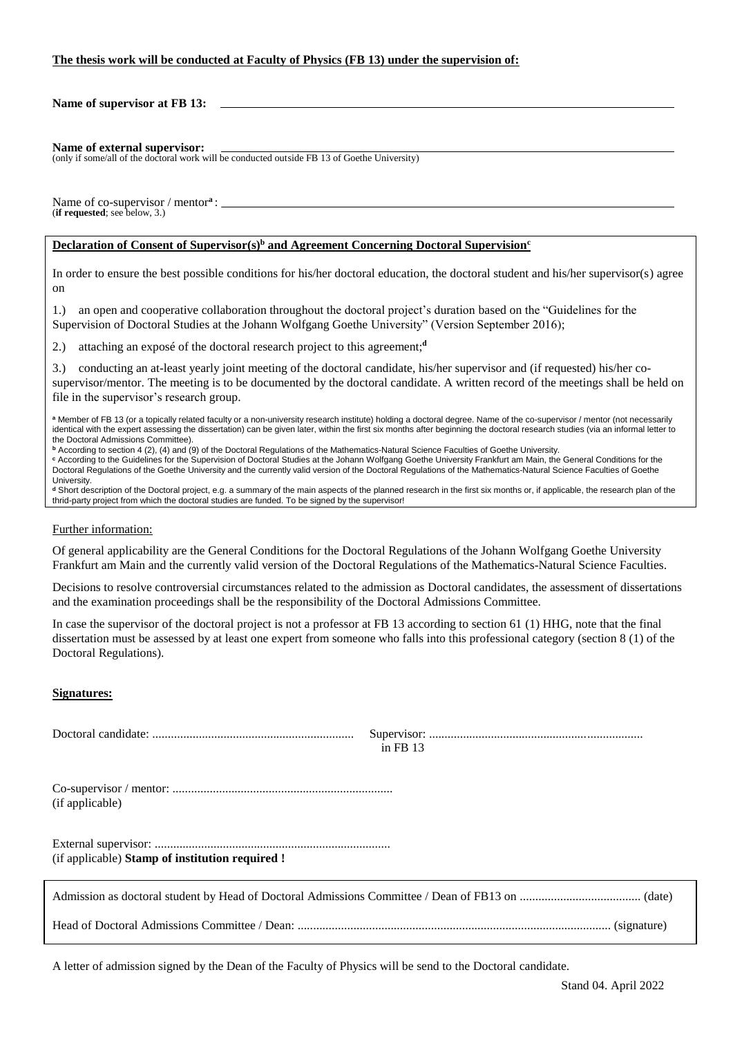**The thesis work will be conducted at Faculty of Physics (FB 13) under the supervision of:**

**Name of supervisor at FB 13:** \_\_\_\_\_\_\_\_\_\_\_\_\_\_\_\_\_\_\_\_\_\_\_\_\_\_\_\_\_\_\_\_\_\_\_\_\_\_\_\_

**Name of external supervisor:** \_\_\_\_\_\_\_\_\_\_\_\_\_\_\_\_\_\_\_\_\_\_\_\_\_\_\_\_\_\_\_\_\_\_\_\_\_\_\_\_
(only if some/all of the doctoral work will be conducted outside FB 13 of Goethe University)

Name of co-supervisor / mentor[a] : \_\_\_\_\_\_\_\_\_\_\_\_\_\_\_\_\_\_\_\_\_\_\_\_\_\_\_\_\_\_\_\_\_\_\_\_\_\_\_\_
(**if requested**; see below, 3.)

**Declaration of Consent of Supervisor(s)[b] and Agreement Concerning Doctoral Supervision[c]**

In order to ensure the best possible conditions for his/her doctoral education, the doctoral student and his/her supervisor(s) agree on

1.) an open and cooperative collaboration throughout the doctoral project's duration based on the "Guidelines for the Supervision of Doctoral Studies at the Johann Wolfgang Goethe University" (Version September 2016);

2.) attaching an exposé of the doctoral research project to this agreement;[d]

3.) conducting an at-least yearly joint meeting of the doctoral candidate, his/her supervisor and (if requested) his/her co-supervisor/mentor. The meeting is to be documented by the doctoral candidate. A written record of the meetings shall be held on file in the supervisor's research group.

[a] Member of FB 13 (or a topically related faculty or a non-university research institute) holding a doctoral degree. Name of the co-supervisor / mentor (not necessarily identical with the expert assessing the dissertation) can be given later, within the first six months after beginning the doctoral research studies (via an informal letter to the Doctoral Admissions Committee).

[b] According to section 4 (2), (4) and (9) of the Doctoral Regulations of the Mathematics-Natural Science Faculties of Goethe University.

[c] According to the Guidelines for the Supervision of Doctoral Studies at the Johann Wolfgang Goethe University Frankfurt am Main, the General Conditions for the Doctoral Regulations of the Goethe University and the currently valid version of the Doctoral Regulations of the Mathematics-Natural Science Faculties of Goethe University.

[d] Short description of the Doctoral project, e.g. a summary of the main aspects of the planned research in the first six months or, if applicable, the research plan of the thrid-party project from which the doctoral studies are funded. To be signed by the supervisor!

Further information:

Of general applicability are the General Conditions for the Doctoral Regulations of the Johann Wolfgang Goethe University Frankfurt am Main and the currently valid version of the Doctoral Regulations of the Mathematics-Natural Science Faculties.

Decisions to resolve controversial circumstances related to the admission as Doctoral candidates, the assessment of dissertations and the examination proceedings shall be the responsibility of the Doctoral Admissions Committee.

In case the supervisor of the doctoral project is not a professor at FB 13 according to section 61 (1) HHG, note that the final dissertation must be assessed by at least one expert from someone who falls into this professional category (section 8 (1) of the Doctoral Regulations).

**Signatures:**

Doctoral candidate: ................................................................ Supervisor: ................................................................... in FB 13

Co-supervisor / mentor: ......................................................................
(if applicable)

External supervisor: ...........................................................................
(if applicable) **Stamp of institution required !**

Admission as doctoral student by Head of Doctoral Admissions Committee / Dean of FB13 on ...................................... (date)

Head of Doctoral Admissions Committee / Dean: .................................................................................................... (signature)

A letter of admission signed by the Dean of the Faculty of Physics will be send to the Doctoral candidate.

Stand 04. April 2022